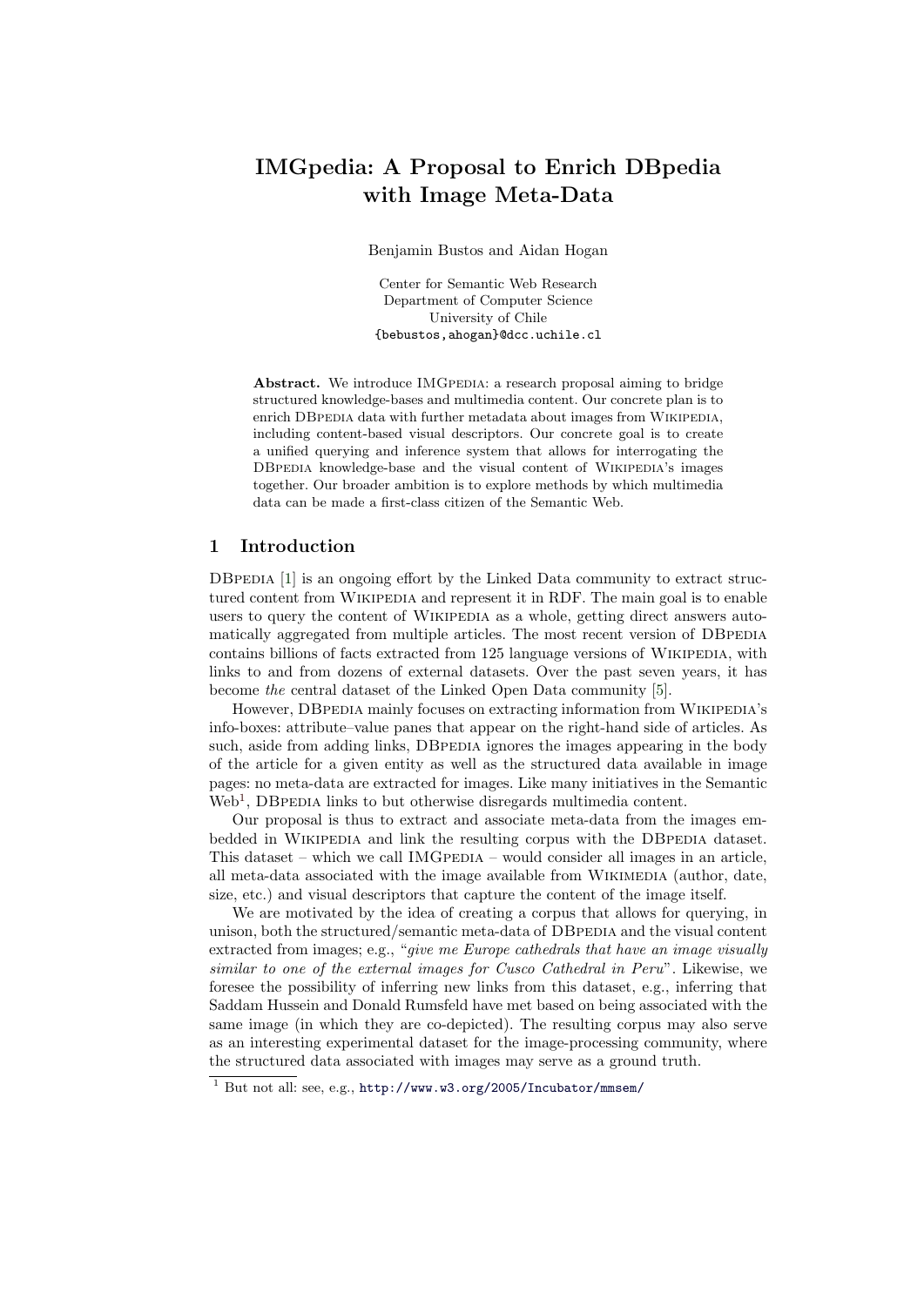# IMGpedia: A Proposal to Enrich DBpedia with Image Meta-Data

Benjamin Bustos and Aidan Hogan

Center for Semantic Web Research
Department of Computer Science
University of Chile
{bebustos,ahogan}@dcc.uchile.cl

**Abstract.** We introduce IMGPEDIA: a research proposal aiming to bridge structured knowledge-bases and multimedia content. Our concrete plan is to enrich DBPEDIA data with further metadata about images from WIKIPEDIA, including content-based visual descriptors. Our concrete goal is to create a unified querying and inference system that allows for interrogating the DBPEDIA knowledge-base and the visual content of WIKIPEDIA's images together. Our broader ambition is to explore methods by which multimedia data can be made a first-class citizen of the Semantic Web.

## 1 Introduction

DBPEDIA [1] is an ongoing effort by the Linked Data community to extract structured content from WIKIPEDIA and represent it in RDF. The main goal is to enable users to query the content of WIKIPEDIA as a whole, getting direct answers automatically aggregated from multiple articles. The most recent version of DBPEDIA contains billions of facts extracted from 125 language versions of WIKIPEDIA, with links to and from dozens of external datasets. Over the past seven years, it has become *the* central dataset of the Linked Open Data community [5].

However, DBPEDIA mainly focuses on extracting information from WIKIPEDIA's info-boxes: attribute–value panes that appear on the right-hand side of articles. As such, aside from adding links, DBPEDIA ignores the images appearing in the body of the article for a given entity as well as the structured data available in image pages: no meta-data are extracted for images. Like many initiatives in the Semantic Web[1], DBPEDIA links to but otherwise disregards multimedia content.

Our proposal is thus to extract and associate meta-data from the images embedded in WIKIPEDIA and link the resulting corpus with the DBPEDIA dataset. This dataset – which we call IMGPEDIA – would consider all images in an article, all meta-data associated with the image available from WIKIMEDIA (author, date, size, etc.) and visual descriptors that capture the content of the image itself.

We are motivated by the idea of creating a corpus that allows for querying, in unison, both the structured/semantic meta-data of DBPEDIA and the visual content extracted from images; e.g., "*give me Europe cathedrals that have an image visually similar to one of the external images for Cusco Cathedral in Peru*". Likewise, we foresee the possibility of inferring new links from this dataset, e.g., inferring that Saddam Hussein and Donald Rumsfeld have met based on being associated with the same image (in which they are co-depicted). The resulting corpus may also serve as an interesting experimental dataset for the image-processing community, where the structured data associated with images may serve as a ground truth.

[1] But not all: see, e.g., http://www.w3.org/2005/Incubator/mmsem/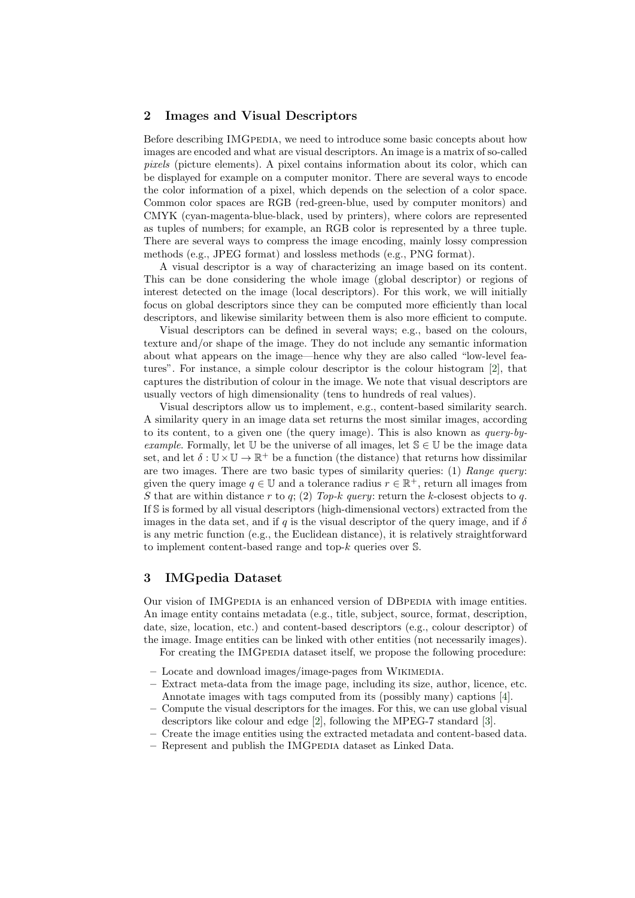## 2 Images and Visual Descriptors

Before describing IMGpedia, we need to introduce some basic concepts about how images are encoded and what are visual descriptors. An image is a matrix of so-called *pixels* (picture elements). A pixel contains information about its color, which can be displayed for example on a computer monitor. There are several ways to encode the color information of a pixel, which depends on the selection of a color space. Common color spaces are RGB (red-green-blue, used by computer monitors) and CMYK (cyan-magenta-blue-black, used by printers), where colors are represented as tuples of numbers; for example, an RGB color is represented by a three tuple. There are several ways to compress the image encoding, mainly lossy compression methods (e.g., JPEG format) and lossless methods (e.g., PNG format).

A visual descriptor is a way of characterizing an image based on its content. This can be done considering the whole image (global descriptor) or regions of interest detected on the image (local descriptors). For this work, we will initially focus on global descriptors since they can be computed more efficiently than local descriptors, and likewise similarity between them is also more efficient to compute.

Visual descriptors can be defined in several ways; e.g., based on the colours, texture and/or shape of the image. They do not include any semantic information about what appears on the image—hence why they are also called "low-level features". For instance, a simple colour descriptor is the colour histogram [2], that captures the distribution of colour in the image. We note that visual descriptors are usually vectors of high dimensionality (tens to hundreds of real values).

Visual descriptors allow us to implement, e.g., content-based similarity search. A similarity query in an image data set returns the most similar images, according to its content, to a given one (the query image). This is also known as *query-by-example*. Formally, let $\mathbb{U}$ be the universe of all images, let $\mathbb{S} \in \mathbb{U}$ be the image data set, and let $\delta : \mathbb{U} \times \mathbb{U} \to \mathbb{R}^{+}$ be a function (the distance) that returns how dissimilar are two images. There are two basic types of similarity queries: (1) *Range query*: given the query image $q \in \mathbb{U}$ and a tolerance radius $r \in \mathbb{R}^{+}$, return all images from $S$ that are within distance $r$ to $q$; (2) *Top-k query*: return the $k$-closest objects to $q$. If $\mathbb{S}$ is formed by all visual descriptors (high-dimensional vectors) extracted from the images in the data set, and if $q$ is the visual descriptor of the query image, and if $\delta$ is any metric function (e.g., the Euclidean distance), it is relatively straightforward to implement content-based range and top-$k$ queries over $\mathbb{S}$.

## 3 IMGpedia Dataset

Our vision of IMGpedia is an enhanced version of DBpedia with image entities. An image entity contains metadata (e.g., title, subject, source, format, description, date, size, location, etc.) and content-based descriptors (e.g., colour descriptor) of the image. Image entities can be linked with other entities (not necessarily images).

For creating the IMGpedia dataset itself, we propose the following procedure:

- Locate and download images/image-pages from Wikimedia.
- Extract meta-data from the image page, including its size, author, licence, etc. Annotate images with tags computed from its (possibly many) captions [4].
- Compute the visual descriptors for the images. For this, we can use global visual descriptors like colour and edge [2], following the MPEG-7 standard [3].
- Create the image entities using the extracted metadata and content-based data.
- Represent and publish the IMGpedia dataset as Linked Data.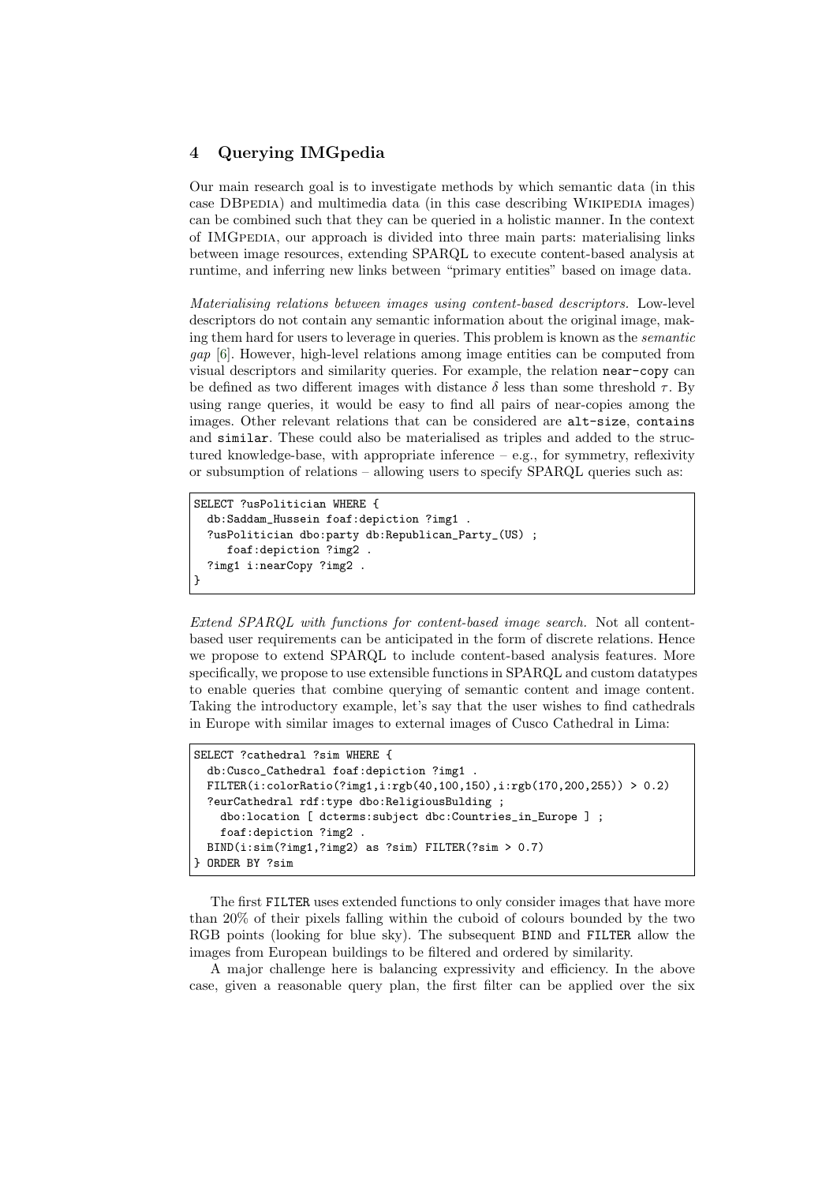## 4 Querying IMGpedia

Our main research goal is to investigate methods by which semantic data (in this case DBpedia) and multimedia data (in this case describing Wikipedia images) can be combined such that they can be queried in a holistic manner. In the context of IMGpedia, our approach is divided into three main parts: materialising links between image resources, extending SPARQL to execute content-based analysis at runtime, and inferring new links between "primary entities" based on image data.

*Materialising relations between images using content-based descriptors.* Low-level descriptors do not contain any semantic information about the original image, making them hard for users to leverage in queries. This problem is known as the *semantic gap* [6]. However, high-level relations among image entities can be computed from visual descriptors and similarity queries. For example, the relation `near-copy` can be defined as two different images with distance $\delta$ less than some threshold $\tau$. By using range queries, it would be easy to find all pairs of near-copies among the images. Other relevant relations that can be considered are `alt-size`, `contains` and `similar`. These could also be materialised as triples and added to the structured knowledge-base, with appropriate inference – e.g., for symmetry, reflexivity or subsumption of relations – allowing users to specify SPARQL queries such as:

```
SELECT ?usPolitician WHERE {
  db:Saddam_Hussein foaf:depiction ?img1 .
  ?usPolitician dbo:party db:Republican_Party_(US) ;
     foaf:depiction ?img2 .
  ?img1 i:nearCopy ?img2 .
}
```

*Extend SPARQL with functions for content-based image search.* Not all content-based user requirements can be anticipated in the form of discrete relations. Hence we propose to extend SPARQL to include content-based analysis features. More specifically, we propose to use extensible functions in SPARQL and custom datatypes to enable queries that combine querying of semantic content and image content. Taking the introductory example, let's say that the user wishes to find cathedrals in Europe with similar images to external images of Cusco Cathedral in Lima:

```
SELECT ?cathedral ?sim WHERE {
  db:Cusco_Cathedral foaf:depiction ?img1 .
  FILTER(i:colorRatio(?img1,i:rgb(40,100,150),i:rgb(170,200,255)) > 0.2)
  ?eurCathedral rdf:type dbo:ReligiousBulding ;
    dbo:location [ dcterms:subject dbc:Countries_in_Europe ] ;
    foaf:depiction ?img2 .
  BIND(i:sim(?img1,?img2) as ?sim) FILTER(?sim > 0.7)
} ORDER BY ?sim
```

The first `FILTER` uses extended functions to only consider images that have more than 20% of their pixels falling within the cuboid of colours bounded by the two RGB points (looking for blue sky). The subsequent `BIND` and `FILTER` allow the images from European buildings to be filtered and ordered by similarity.

A major challenge here is balancing expressivity and efficiency. In the above case, given a reasonable query plan, the first filter can be applied over the six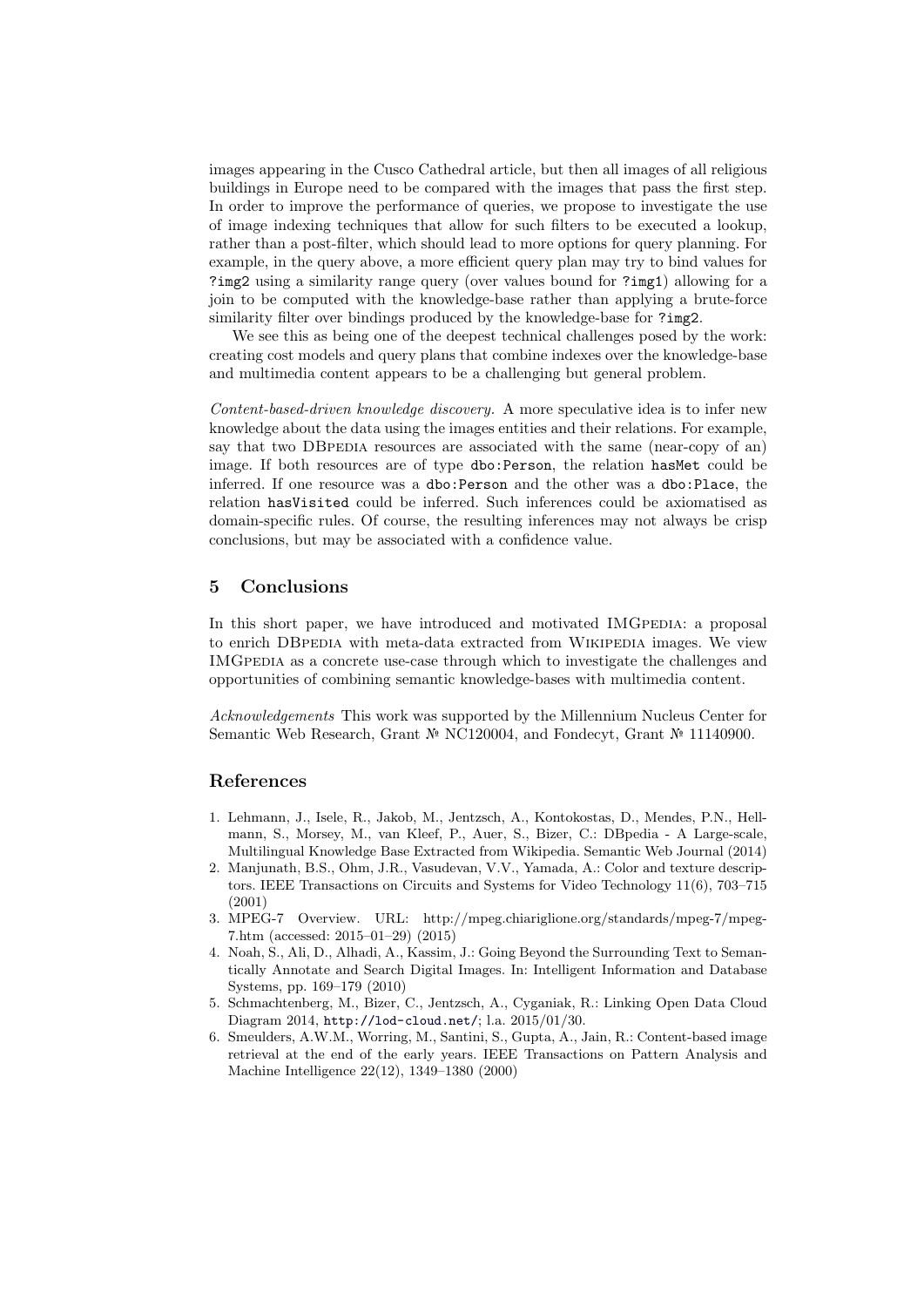images appearing in the Cusco Cathedral article, but then all images of all religious buildings in Europe need to be compared with the images that pass the first step. In order to improve the performance of queries, we propose to investigate the use of image indexing techniques that allow for such filters to be executed a lookup, rather than a post-filter, which should lead to more options for query planning. For example, in the query above, a more efficient query plan may try to bind values for `?img2` using a similarity range query (over values bound for `?img1`) allowing for a join to be computed with the knowledge-base rather than applying a brute-force similarity filter over bindings produced by the knowledge-base for `?img2`.

We see this as being one of the deepest technical challenges posed by the work: creating cost models and query plans that combine indexes over the knowledge-base and multimedia content appears to be a challenging but general problem.

*Content-based-driven knowledge discovery.* A more speculative idea is to infer new knowledge about the data using the images entities and their relations. For example, say that two DBpedia resources are associated with the same (near-copy of an) image. If both resources are of type `dbo:Person`, the relation `hasMet` could be inferred. If one resource was a `dbo:Person` and the other was a `dbo:Place`, the relation `hasVisited` could be inferred. Such inferences could be axiomatised as domain-specific rules. Of course, the resulting inferences may not always be crisp conclusions, but may be associated with a confidence value.

## 5 Conclusions

In this short paper, we have introduced and motivated IMGpedia: a proposal to enrich DBpedia with meta-data extracted from Wikipedia images. We view IMGpedia as a concrete use-case through which to investigate the challenges and opportunities of combining semantic knowledge-bases with multimedia content.

*Acknowledgements* This work was supported by the Millennium Nucleus Center for Semantic Web Research, Grant № NC120004, and Fondecyt, Grant № 11140900.

## References

1. Lehmann, J., Isele, R., Jakob, M., Jentzsch, A., Kontokostas, D., Mendes, P.N., Hellmann, S., Morsey, M., van Kleef, P., Auer, S., Bizer, C.: DBpedia - A Large-scale, Multilingual Knowledge Base Extracted from Wikipedia. Semantic Web Journal (2014)
2. Manjunath, B.S., Ohm, J.R., Vasudevan, V.V., Yamada, A.: Color and texture descriptors. IEEE Transactions on Circuits and Systems for Video Technology 11(6), 703–715 (2001)
3. MPEG-7 Overview. URL: http://mpeg.chiariglione.org/standards/mpeg-7/mpeg-7.htm (accessed: 2015–01–29) (2015)
4. Noah, S., Ali, D., Alhadi, A., Kassim, J.: Going Beyond the Surrounding Text to Semantically Annotate and Search Digital Images. In: Intelligent Information and Database Systems, pp. 169–179 (2010)
5. Schmachtenberg, M., Bizer, C., Jentzsch, A., Cyganiak, R.: Linking Open Data Cloud Diagram 2014, `http://lod-cloud.net/`; l.a. 2015/01/30.
6. Smeulders, A.W.M., Worring, M., Santini, S., Gupta, A., Jain, R.: Content-based image retrieval at the end of the early years. IEEE Transactions on Pattern Analysis and Machine Intelligence 22(12), 1349–1380 (2000)